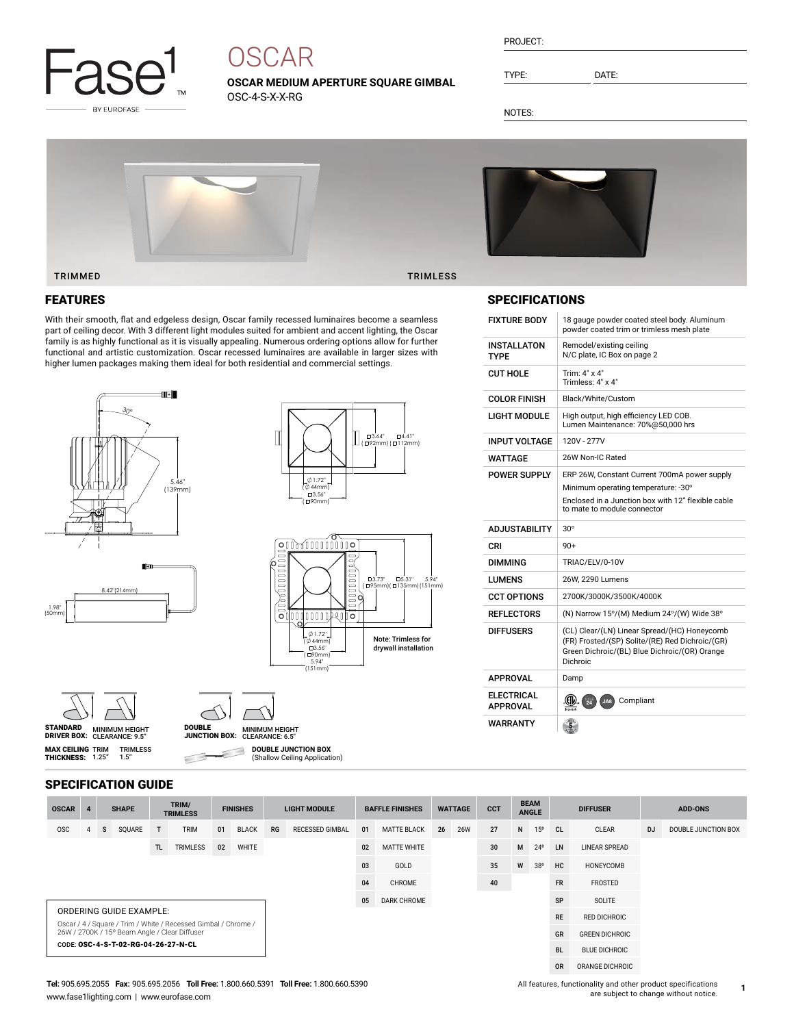Fase1 BY EUROFASE

# OSCAR

**OSCAR MEDIUM APERTURE SQUARE GIMBAL**

OSC-4-S-X-X-RG

PROJECT:

TYPE: DATE:

NOTES:

TRIMMED TRIMLESS

## FEATURES

With their smooth, flat and edgeless design, Oscar family recessed luminaires become a seamless part of ceiling decor. With 3 different light modules suited for ambient and accent lighting, the Oscar family is as highly functional as it is visually appealing. Numerous ordering options allow for further functional and artistic customization. Oscar recessed luminaires are available in larger sizes with higher lumen packages making them ideal for both residential and commercial settings.

30°

5.46" (139mm)

8.42"(214mm)

1.98" (50mm)

□3.64" (□92mm) | □4.41" (□112mm)

⌀1.72" (⌀44mm) □3.56" (□90mm)

□3.73" (□95mm) | □5.31" (□135mm) | 5.94" (151mm)

⌀1.72" (⌀44mm) □3.56" (□90mm) 5.94" (151mm)

**Note: Trimless for drywall installation**

**STANDARD DRIVER BOX:** MINIMUM HEIGHT CLEARANCE: 9.5"

**DOUBLE JUNCTION BOX:** MINIMUM HEIGHT CLEARANCE: 6.5"

**MAX CEILING THICKNESS:** TRIM 1.25" TRIMLESS 1.5"

**DOUBLE JUNCTION BOX** (Shallow Ceiling Application)

## SPECIFICATIONS

| | |
|---|---|
| FIXTURE BODY | 18 gauge powder coated steel body. Aluminum powder coated trim or trimless mesh plate |
| INSTALLATON TYPE | Remodel/existing ceiling<br>N/C plate, IC Box on page 2 |
| CUT HOLE | Trim: 4" x 4"<br>Trimless: 4" x 4" |
| COLOR FINISH | Black/White/Custom |
| LIGHT MODULE | High output, high efficiency LED COB.<br>Lumen Maintenance: 70%@50,000 hrs |
| INPUT VOLTAGE | 120V - 277V |
| WATTAGE | 26W Non-IC Rated |
| POWER SUPPLY | ERP 26W, Constant Current 700mA power supply<br>Minimum operating temperature: -30°<br>Enclosed in a Junction box with 12" flexible cable to mate to module connector |
| ADJUSTABILITY | 30° |
| CRI | 90+ |
| DIMMING | TRIAC/ELV/0-10V |
| LUMENS | 26W, 2290 Lumens |
| CCT OPTIONS | 2700K/3000K/3500K/4000K |
| REFLECTORS | (N) Narrow 15°/(M) Medium 24°/(W) Wide 38° |
| DIFFUSERS | (CL) Clear/(LN) Linear Spread/(HC) Honeycomb (FR) Frosted/(SP) Solite/(RE) Red Dichroic/(GR) Green Dichroic/(BL) Blue Dichroic/(OR) Orange Dichroic |
| APPROVAL | Damp |
| ELECTRICAL APPROVAL | Title 24, JA8 Compliant |
| WARRANTY | 5 |

## SPECIFICATION GUIDE

| OSCAR | 4 | SHAPE | | TRIM/ TRIMLESS | | FINISHES | | LIGHT MODULE | | BAFFLE FINISHES | | WATTAGE | | CCT | BEAM ANGLE | | DIFFUSER | | ADD-ONS | |
|---|---|---|---|---|---|---|---|---|---|---|---|---|---|---|---|---|---|---|---|---|
| OSC | 4 | S | SQUARE | T | TRIM | 01 | BLACK | RG | RECESSED GIMBAL | 01 | MATTE BLACK | 26 | 26W | 27 | N | 15º | CL | CLEAR | DJ | DOUBLE JUNCTION BOX |
| | | | | TL | TRIMLESS | 02 | WHITE | | | 02 | MATTE WHITE | | | 30 | M | 24º | LN | LINEAR SPREAD | | |
| | | | | | | | | | | 03 | GOLD | | | 35 | W | 38º | HC | HONEYCOMB | | |
| | | | | | | | | | | 04 | CHROME | | | 40 | | | FR | FROSTED | | |
| | | | | | | | | | | 05 | DARK CHROME | | | | | | SP | SOLITE | | |
| | | | | | | | | | | | | | | | | | RE | RED DICHROIC | | |
| | | | | | | | | | | | | | | | | | GR | GREEN DICHROIC | | |
| | | | | | | | | | | | | | | | | | BL | BLUE DICHROIC | | |
| | | | | | | | | | | | | | | | | | OR | ORANGE DICHROIC | | |

ORDERING GUIDE EXAMPLE:

Oscar / 4 / Square / Trim / White / Recessed Gimbal / Chrome / 26W / 2700K / 15º Beam Angle / Clear Diffuser

CODE: **OSC-4-S-T-02-RG-04-26-27-N-CL**

**Tel:** 905.695.2055 **Fax:** 905.695.2056 **Toll Free:** 1.800.660.5391 **Toll Free:** 1.800.660.5390
www.fase1lighting.com | www.eurofase.com

All features, functionality and other product specifications are subject to change without notice.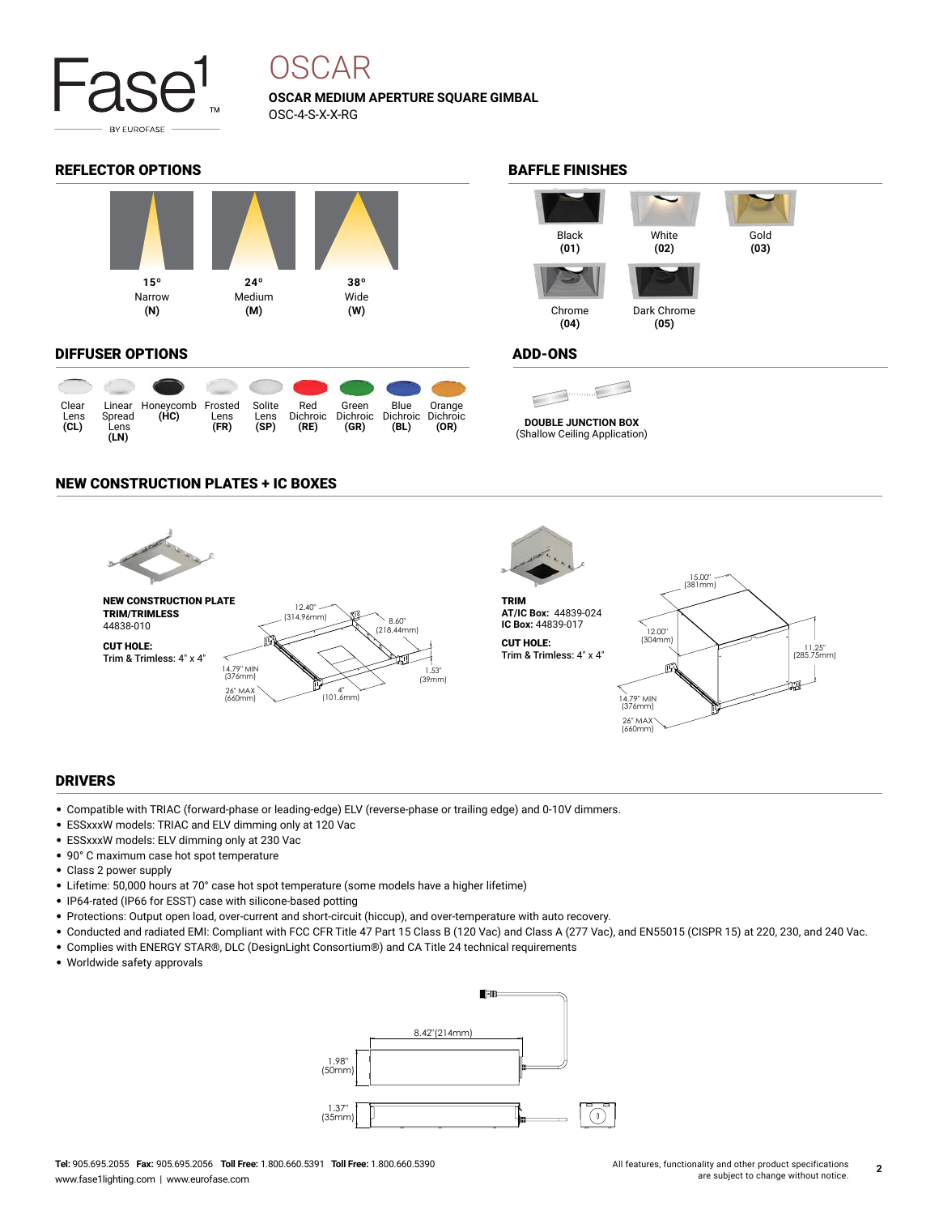# OSCAR

**OSCAR MEDIUM APERTURE SQUARE GIMBAL**

OSC-4-S-X-X-RG

## REFLECTOR OPTIONS

| 15° Narrow (N) | 24° Medium (M) | 38° Wide (W) |
|---|---|---|

## BAFFLE FINISHES

- Black **(01)**
- White **(02)**
- Gold **(03)**
- Chrome **(04)**
- Dark Chrome **(05)**

## DIFFUSER OPTIONS

| Clear Lens (CL) | Linear Spread Lens (LN) | Honeycomb (HC) | Frosted Lens (FR) | Solite Lens (SP) | Red Dichroic (RE) | Green Dichroic (GR) | Blue Dichroic (BL) | Orange Dichroic (OR) |
|---|---|---|---|---|---|---|---|---|

## ADD-ONS

**DOUBLE JUNCTION BOX**
(Shallow Ceiling Application)

## NEW CONSTRUCTION PLATES + IC BOXES

**NEW CONSTRUCTION PLATE**
**TRIM/TRIMLESS**
44838-010

**CUT HOLE:**
Trim & Trimless: 4" x 4"

12.40" (314.96mm)
8.60" (218.44mm)
1.53" (39mm)
4" (101.6mm)
14.79" MIN (376mm)
26" MAX (660mm)

**TRIM**
**AT/IC Box:** 44839-024
**IC Box:** 44839-017

**CUT HOLE:**
Trim & Trimless: 4" x 4"

15.00" (381mm)
12.00" (304mm)
11.25" (285.75mm)
14.79" MIN (376mm)
26" MAX (660mm)

## DRIVERS

- Compatible with TRIAC (forward-phase or leading-edge) ELV (reverse-phase or trailing edge) and 0-10V dimmers.
- ESSxxxW models: TRIAC and ELV dimming only at 120 Vac
- ESSxxxW models: ELV dimming only at 230 Vac
- 90° C maximum case hot spot temperature
- Class 2 power supply
- Lifetime: 50,000 hours at 70° case hot spot temperature (some models have a higher lifetime)
- IP64-rated (IP66 for ESST) case with silicone-based potting
- Protections: Output open load, over-current and short-circuit (hiccup), and over-temperature with auto recovery.
- Conducted and radiated EMI: Compliant with FCC CFR Title 47 Part 15 Class B (120 Vac) and Class A (277 Vac), and EN55015 (CISPR 15) at 220, 230, and 240 Vac.
- Complies with ENERGY STAR®, DLC (DesignLight Consortium®) and CA Title 24 technical requirements
- Worldwide safety approvals

8.42"(214mm)
1.98" (50mm)
1.37" (35mm)

**Tel:** 905.695.2055 **Fax:** 905.695.2056 **Toll Free:** 1.800.660.5391 **Toll Free:** 1.800.660.5390
www.fase1lighting.com | www.eurofase.com

All features, functionality and other product specifications are subject to change without notice.